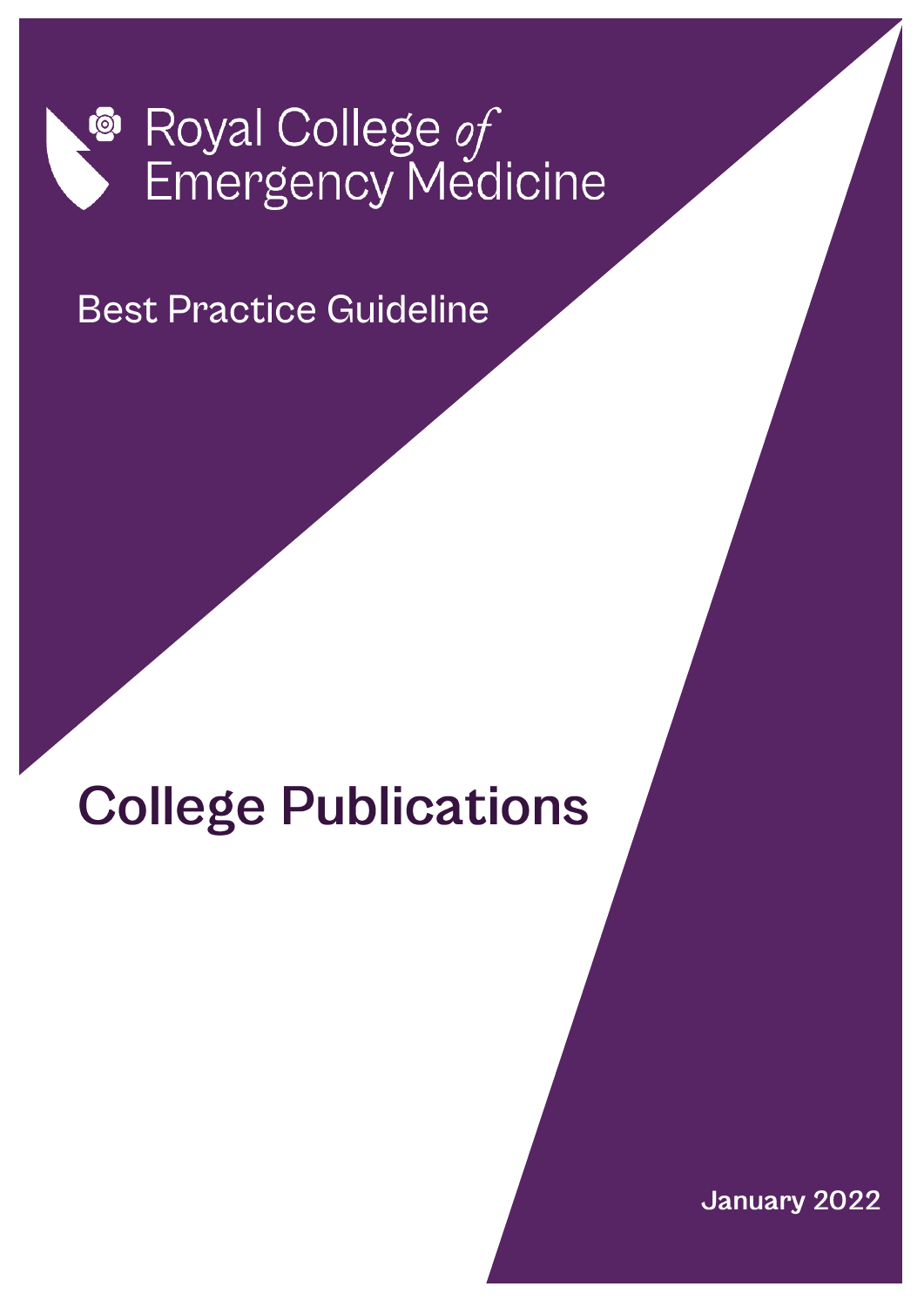Royal College *of* Emergency Medicine

Best Practice Guideline

# College Publications

January 2022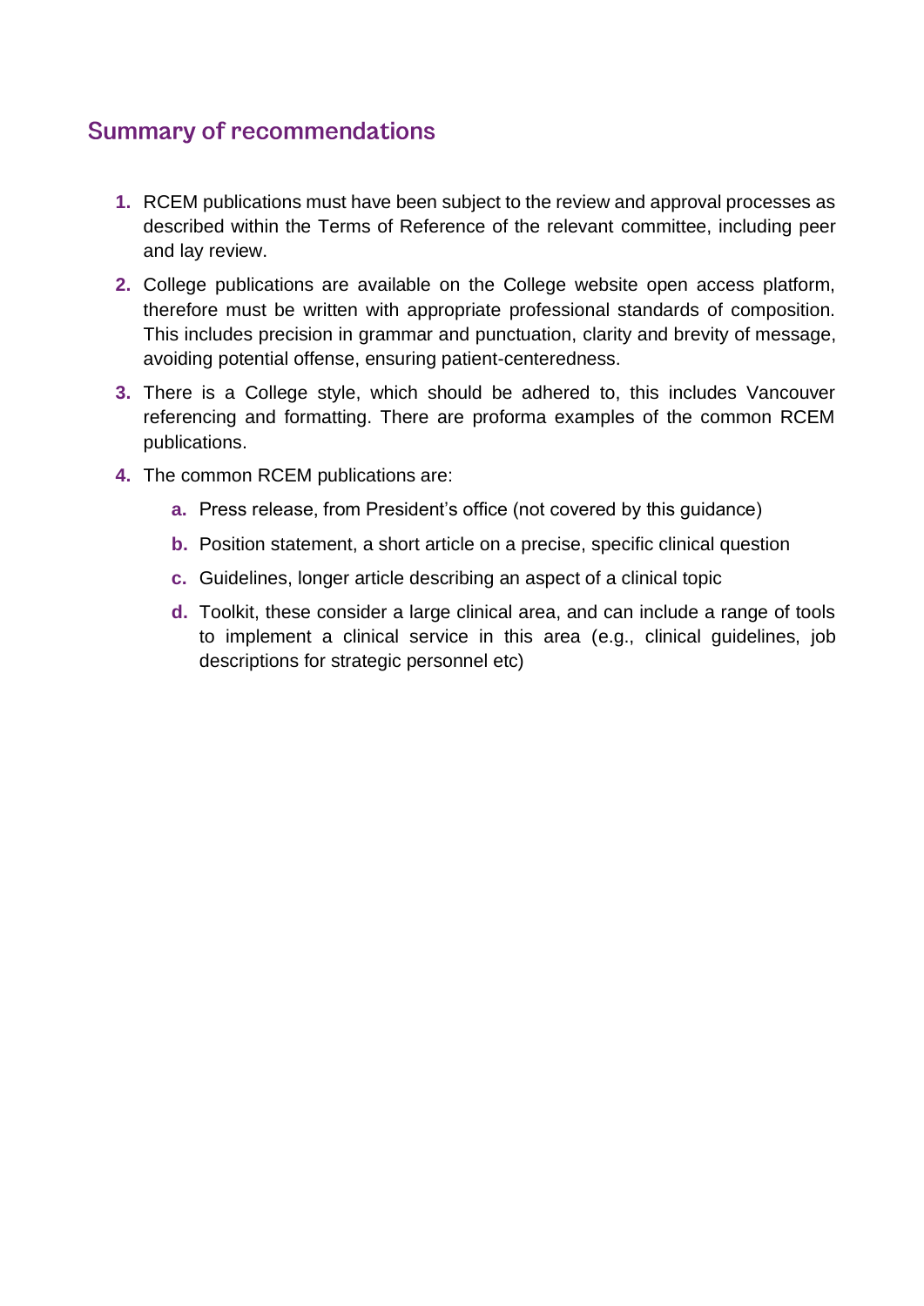## Summary of recommendations

1. RCEM publications must have been subject to the review and approval processes as described within the Terms of Reference of the relevant committee, including peer and lay review.
2. College publications are available on the College website open access platform, therefore must be written with appropriate professional standards of composition. This includes precision in grammar and punctuation, clarity and brevity of message, avoiding potential offense, ensuring patient-centeredness.
3. There is a College style, which should be adhered to, this includes Vancouver referencing and formatting. There are proforma examples of the common RCEM publications.
4. The common RCEM publications are:
    a. Press release, from President's office (not covered by this guidance)
    b. Position statement, a short article on a precise, specific clinical question
    c. Guidelines, longer article describing an aspect of a clinical topic
    d. Toolkit, these consider a large clinical area, and can include a range of tools to implement a clinical service in this area (e.g., clinical guidelines, job descriptions for strategic personnel etc)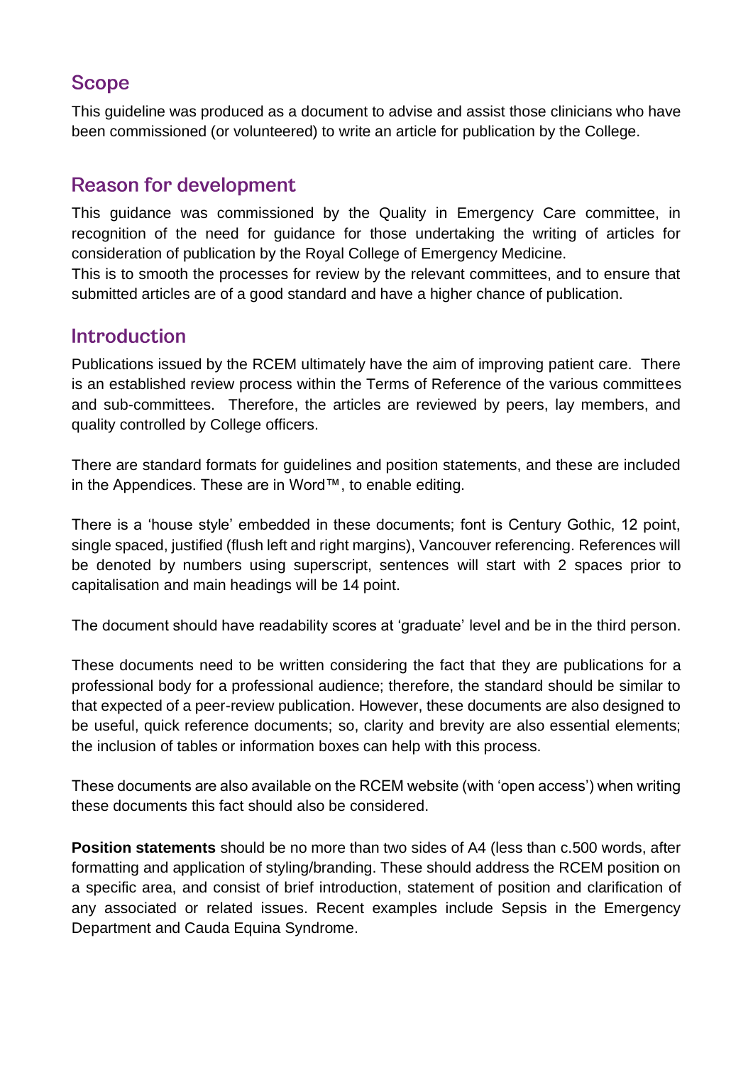## Scope

This guideline was produced as a document to advise and assist those clinicians who have been commissioned (or volunteered) to write an article for publication by the College.

## Reason for development

This guidance was commissioned by the Quality in Emergency Care committee, in recognition of the need for guidance for those undertaking the writing of articles for consideration of publication by the Royal College of Emergency Medicine.
This is to smooth the processes for review by the relevant committees, and to ensure that submitted articles are of a good standard and have a higher chance of publication.

## Introduction

Publications issued by the RCEM ultimately have the aim of improving patient care. There is an established review process within the Terms of Reference of the various committees and sub-committees. Therefore, the articles are reviewed by peers, lay members, and quality controlled by College officers.

There are standard formats for guidelines and position statements, and these are included in the Appendices. These are in Word™, to enable editing.

There is a 'house style' embedded in these documents; font is Century Gothic, 12 point, single spaced, justified (flush left and right margins), Vancouver referencing. References will be denoted by numbers using superscript, sentences will start with 2 spaces prior to capitalisation and main headings will be 14 point.

The document should have readability scores at 'graduate' level and be in the third person.

These documents need to be written considering the fact that they are publications for a professional body for a professional audience; therefore, the standard should be similar to that expected of a peer-review publication. However, these documents are also designed to be useful, quick reference documents; so, clarity and brevity are also essential elements; the inclusion of tables or information boxes can help with this process.

These documents are also available on the RCEM website (with 'open access') when writing these documents this fact should also be considered.

**Position statements** should be no more than two sides of A4 (less than c.500 words, after formatting and application of styling/branding. These should address the RCEM position on a specific area, and consist of brief introduction, statement of position and clarification of any associated or related issues. Recent examples include Sepsis in the Emergency Department and Cauda Equina Syndrome.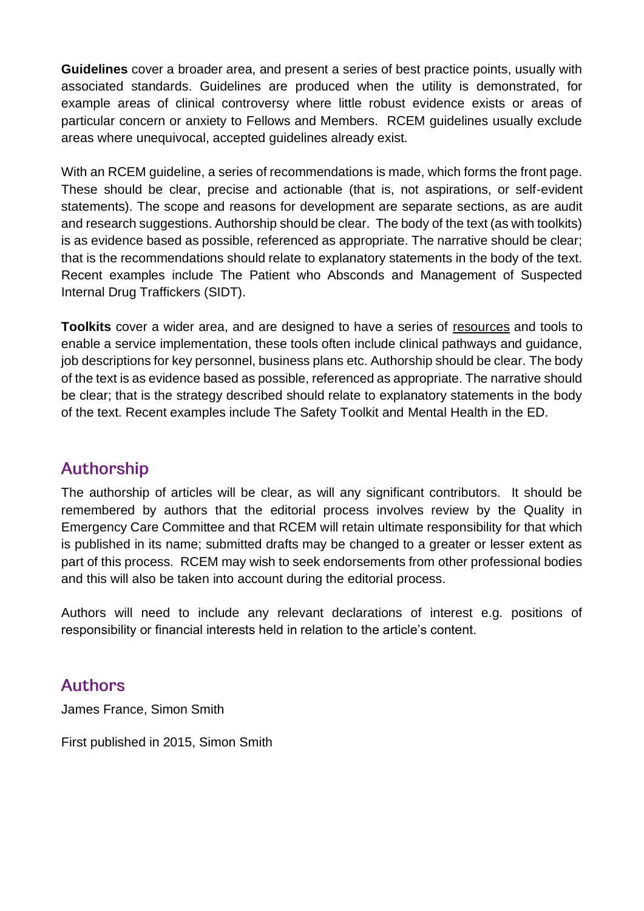**Guidelines** cover a broader area, and present a series of best practice points, usually with associated standards. Guidelines are produced when the utility is demonstrated, for example areas of clinical controversy where little robust evidence exists or areas of particular concern or anxiety to Fellows and Members. RCEM guidelines usually exclude areas where unequivocal, accepted guidelines already exist.

With an RCEM guideline, a series of recommendations is made, which forms the front page. These should be clear, precise and actionable (that is, not aspirations, or self-evident statements). The scope and reasons for development are separate sections, as are audit and research suggestions. Authorship should be clear. The body of the text (as with toolkits) is as evidence based as possible, referenced as appropriate. The narrative should be clear; that is the recommendations should relate to explanatory statements in the body of the text. Recent examples include The Patient who Absconds and Management of Suspected Internal Drug Traffickers (SIDT).

**Toolkits** cover a wider area, and are designed to have a series of resources and tools to enable a service implementation, these tools often include clinical pathways and guidance, job descriptions for key personnel, business plans etc. Authorship should be clear. The body of the text is as evidence based as possible, referenced as appropriate. The narrative should be clear; that is the strategy described should relate to explanatory statements in the body of the text. Recent examples include The Safety Toolkit and Mental Health in the ED.

## Authorship

The authorship of articles will be clear, as will any significant contributors. It should be remembered by authors that the editorial process involves review by the Quality in Emergency Care Committee and that RCEM will retain ultimate responsibility for that which is published in its name; submitted drafts may be changed to a greater or lesser extent as part of this process. RCEM may wish to seek endorsements from other professional bodies and this will also be taken into account during the editorial process.

Authors will need to include any relevant declarations of interest e.g. positions of responsibility or financial interests held in relation to the article's content.

## Authors

James France, Simon Smith

First published in 2015, Simon Smith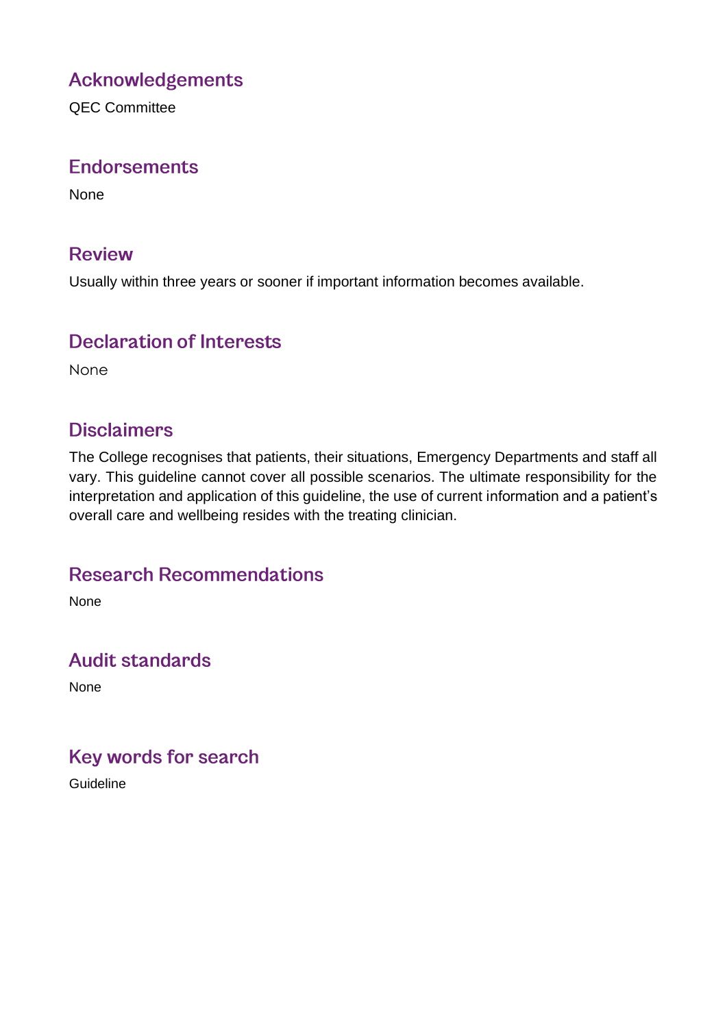## Acknowledgements

QEC Committee

## Endorsements

None

## Review

Usually within three years or sooner if important information becomes available.

## Declaration of Interests

None

## Disclaimers

The College recognises that patients, their situations, Emergency Departments and staff all vary. This guideline cannot cover all possible scenarios. The ultimate responsibility for the interpretation and application of this guideline, the use of current information and a patient's overall care and wellbeing resides with the treating clinician.

## Research Recommendations

None

## Audit standards

None

## Key words for search

Guideline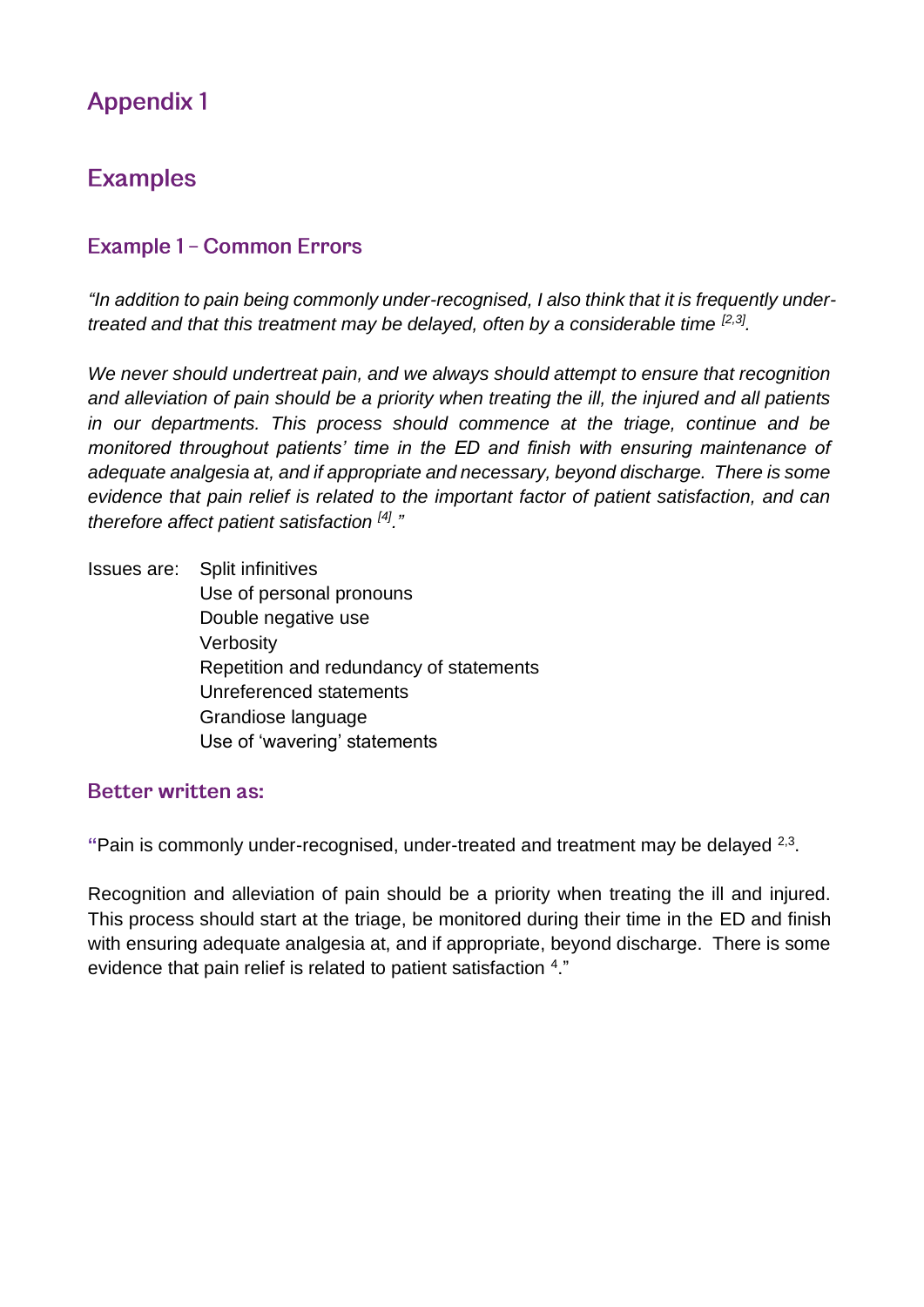# Appendix 1

## Examples

### Example 1 – Common Errors

*"In addition to pain being commonly under-recognised, I also think that it is frequently under-treated and that this treatment may be delayed, often by a considerable time [2,3].*

*We never should undertreat pain, and we always should attempt to ensure that recognition and alleviation of pain should be a priority when treating the ill, the injured and all patients in our departments. This process should commence at the triage, continue and be monitored throughout patients' time in the ED and finish with ensuring maintenance of adequate analgesia at, and if appropriate and necessary, beyond discharge. There is some evidence that pain relief is related to the important factor of patient satisfaction, and can therefore affect patient satisfaction [4]."*

Issues are:
- Split infinitives
- Use of personal pronouns
- Double negative use
- Verbosity
- Repetition and redundancy of statements
- Unreferenced statements
- Grandiose language
- Use of 'wavering' statements

### Better written as:

"Pain is commonly under-recognised, under-treated and treatment may be delayed [2,3].

Recognition and alleviation of pain should be a priority when treating the ill and injured. This process should start at the triage, be monitored during their time in the ED and finish with ensuring adequate analgesia at, and if appropriate, beyond discharge. There is some evidence that pain relief is related to patient satisfaction [4]."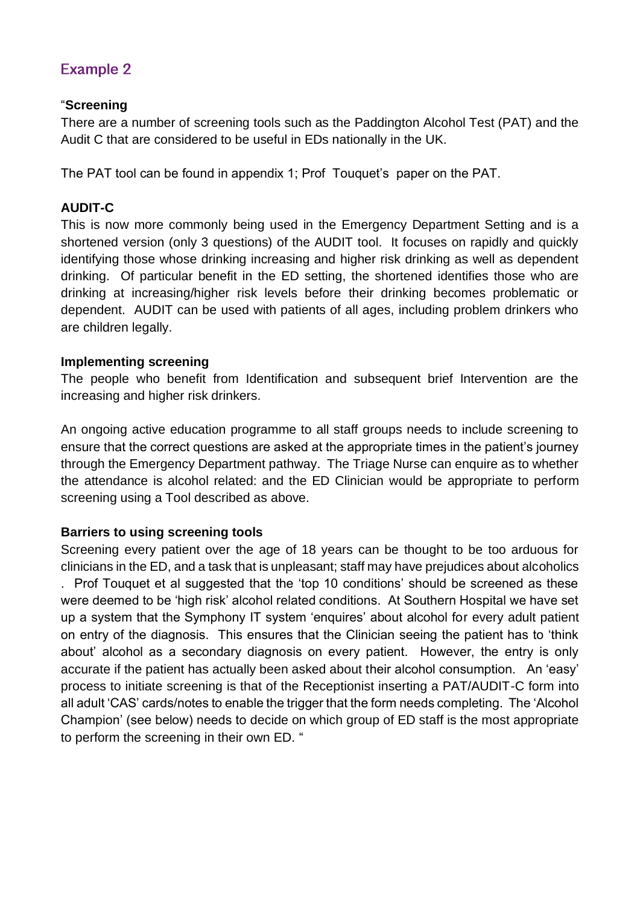## Example 2

"**Screening**

There are a number of screening tools such as the Paddington Alcohol Test (PAT) and the Audit C that are considered to be useful in EDs nationally in the UK.

The PAT tool can be found in appendix 1; Prof Touquet's paper on the PAT.

**AUDIT-C**

This is now more commonly being used in the Emergency Department Setting and is a shortened version (only 3 questions) of the AUDIT tool. It focuses on rapidly and quickly identifying those whose drinking increasing and higher risk drinking as well as dependent drinking. Of particular benefit in the ED setting, the shortened identifies those who are drinking at increasing/higher risk levels before their drinking becomes problematic or dependent. AUDIT can be used with patients of all ages, including problem drinkers who are children legally.

**Implementing screening**

The people who benefit from Identification and subsequent brief Intervention are the increasing and higher risk drinkers.

An ongoing active education programme to all staff groups needs to include screening to ensure that the correct questions are asked at the appropriate times in the patient's journey through the Emergency Department pathway. The Triage Nurse can enquire as to whether the attendance is alcohol related: and the ED Clinician would be appropriate to perform screening using a Tool described as above.

**Barriers to using screening tools**

Screening every patient over the age of 18 years can be thought to be too arduous for clinicians in the ED, and a task that is unpleasant; staff may have prejudices about alcoholics . Prof Touquet et al suggested that the 'top 10 conditions' should be screened as these were deemed to be 'high risk' alcohol related conditions. At Southern Hospital we have set up a system that the Symphony IT system 'enquires' about alcohol for every adult patient on entry of the diagnosis. This ensures that the Clinician seeing the patient has to 'think about' alcohol as a secondary diagnosis on every patient. However, the entry is only accurate if the patient has actually been asked about their alcohol consumption. An 'easy' process to initiate screening is that of the Receptionist inserting a PAT/AUDIT-C form into all adult 'CAS' cards/notes to enable the trigger that the form needs completing. The 'Alcohol Champion' (see below) needs to decide on which group of ED staff is the most appropriate to perform the screening in their own ED. "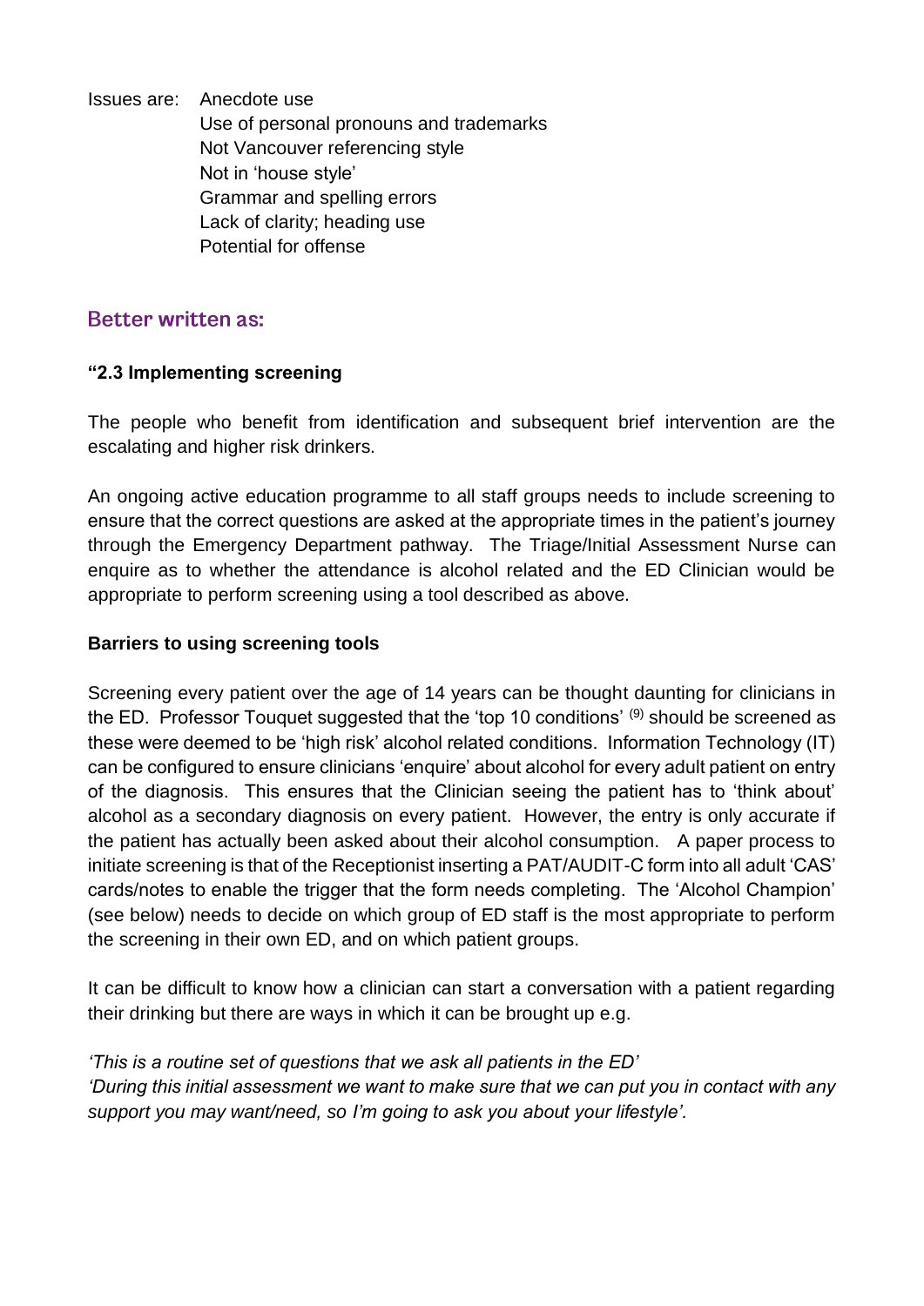Issues are: Anecdote use
Use of personal pronouns and trademarks
Not Vancouver referencing style
Not in 'house style'
Grammar and spelling errors
Lack of clarity; heading use
Potential for offense

## Better written as:

**"2.3 Implementing screening**

The people who benefit from identification and subsequent brief intervention are the escalating and higher risk drinkers.

An ongoing active education programme to all staff groups needs to include screening to ensure that the correct questions are asked at the appropriate times in the patient's journey through the Emergency Department pathway. The Triage/Initial Assessment Nurse can enquire as to whether the attendance is alcohol related and the ED Clinician would be appropriate to perform screening using a tool described as above.

**Barriers to using screening tools**

Screening every patient over the age of 14 years can be thought daunting for clinicians in the ED. Professor Touquet suggested that the 'top 10 conditions' [9] should be screened as these were deemed to be 'high risk' alcohol related conditions. Information Technology (IT) can be configured to ensure clinicians 'enquire' about alcohol for every adult patient on entry of the diagnosis. This ensures that the Clinician seeing the patient has to 'think about' alcohol as a secondary diagnosis on every patient. However, the entry is only accurate if the patient has actually been asked about their alcohol consumption. A paper process to initiate screening is that of the Receptionist inserting a PAT/AUDIT-C form into all adult 'CAS' cards/notes to enable the trigger that the form needs completing. The 'Alcohol Champion' (see below) needs to decide on which group of ED staff is the most appropriate to perform the screening in their own ED, and on which patient groups.

It can be difficult to know how a clinician can start a conversation with a patient regarding their drinking but there are ways in which it can be brought up e.g.

*'This is a routine set of questions that we ask all patients in the ED'*
*'During this initial assessment we want to make sure that we can put you in contact with any support you may want/need, so I'm going to ask you about your lifestyle'.*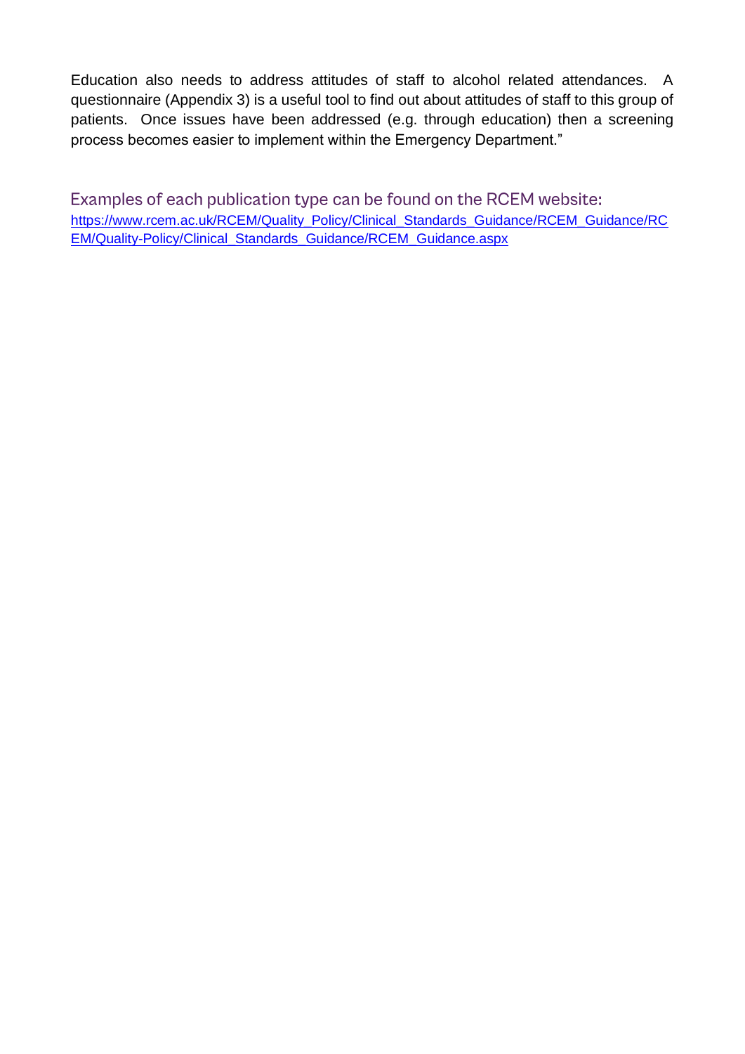Education also needs to address attitudes of staff to alcohol related attendances. A questionnaire (Appendix 3) is a useful tool to find out about attitudes of staff to this group of patients. Once issues have been addressed (e.g. through education) then a screening process becomes easier to implement within the Emergency Department."

## Examples of each publication type can be found on the RCEM website:

[https://www.rcem.ac.uk/RCEM/Quality_Policy/Clinical_Standards_Guidance/RCEM_Guidance/RCEM/Quality-Policy/Clinical_Standards_Guidance/RCEM_Guidance.aspx](https://www.rcem.ac.uk/RCEM/Quality_Policy/Clinical_Standards_Guidance/RCEM_Guidance/RCEM/Quality-Policy/Clinical_Standards_Guidance/RCEM_Guidance.aspx)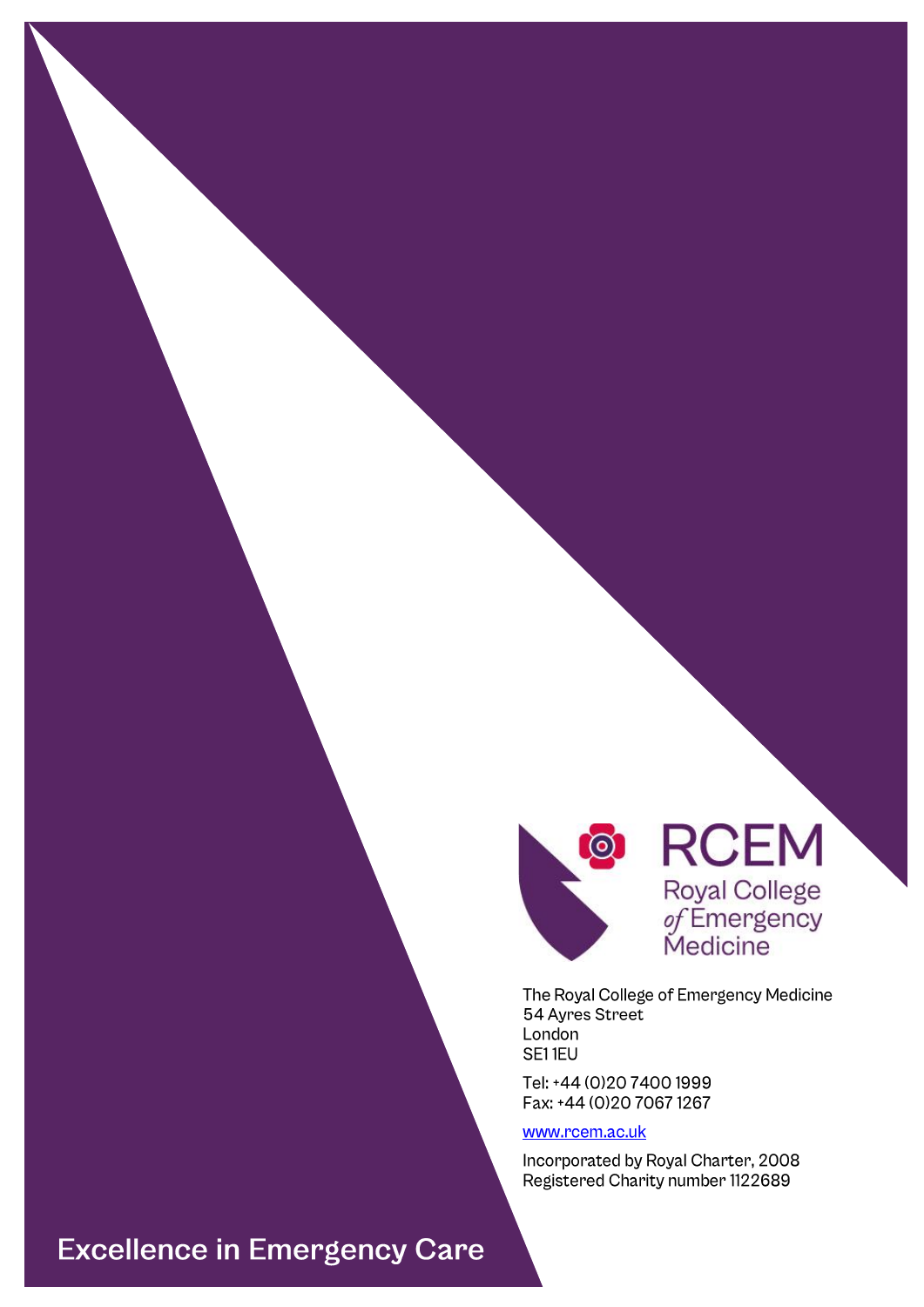RCEM
Royal College of Emergency Medicine

The Royal College of Emergency Medicine
54 Ayres Street
London
SE1 1EU

Tel: +44 (0)20 7400 1999
Fax: +44 (0)20 7067 1267

www.rcem.ac.uk

Incorporated by Royal Charter, 2008
Registered Charity number 1122689

Excellence in Emergency Care